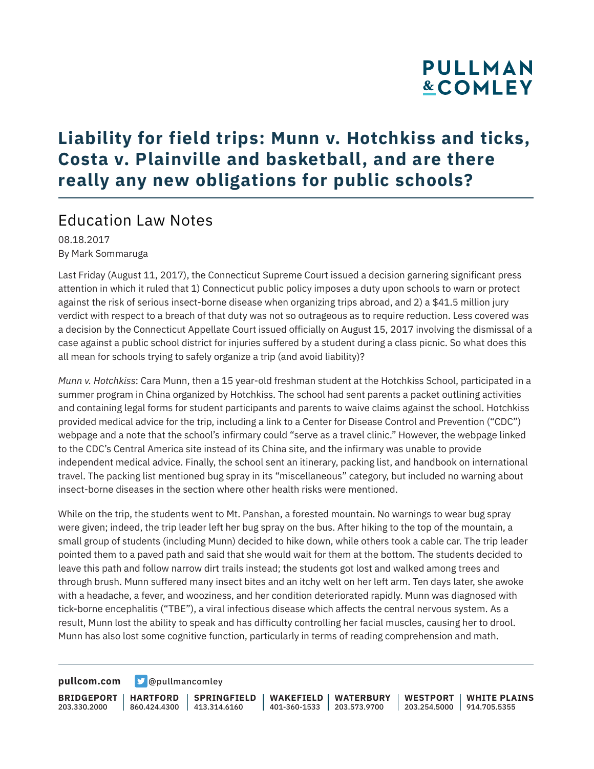# Liability for field trips: Munn v. Hotchkiss and ticks, Costa v. Plainville and basketball, and are there really any new obligations for public schools?

## Education Law Notes

08.18.2017
By Mark Sommaruga

Last Friday (August 11, 2017), the Connecticut Supreme Court issued a decision garnering significant press attention in which it ruled that 1) Connecticut public policy imposes a duty upon schools to warn or protect against the risk of serious insect-borne disease when organizing trips abroad, and 2) a $41.5 million jury verdict with respect to a breach of that duty was not so outrageous as to require reduction. Less covered was a decision by the Connecticut Appellate Court issued officially on August 15, 2017 involving the dismissal of a case against a public school district for injuries suffered by a student during a class picnic. So what does this all mean for schools trying to safely organize a trip (and avoid liability)?

*Munn v. Hotchkiss*: Cara Munn, then a 15 year-old freshman student at the Hotchkiss School, participated in a summer program in China organized by Hotchkiss. The school had sent parents a packet outlining activities and containing legal forms for student participants and parents to waive claims against the school. Hotchkiss provided medical advice for the trip, including a link to a Center for Disease Control and Prevention ("CDC") webpage and a note that the school's infirmary could "serve as a travel clinic." However, the webpage linked to the CDC's Central America site instead of its China site, and the infirmary was unable to provide independent medical advice. Finally, the school sent an itinerary, packing list, and handbook on international travel. The packing list mentioned bug spray in its "miscellaneous" category, but included no warning about insect-borne diseases in the section where other health risks were mentioned.

While on the trip, the students went to Mt. Panshan, a forested mountain. No warnings to wear bug spray were given; indeed, the trip leader left her bug spray on the bus. After hiking to the top of the mountain, a small group of students (including Munn) decided to hike down, while others took a cable car. The trip leader pointed them to a paved path and said that she would wait for them at the bottom. The students decided to leave this path and follow narrow dirt trails instead; the students got lost and walked among trees and through brush. Munn suffered many insect bites and an itchy welt on her left arm. Ten days later, she awoke with a headache, a fever, and wooziness, and her condition deteriorated rapidly. Munn was diagnosed with tick-borne encephalitis ("TBE"), a viral infectious disease which affects the central nervous system. As a result, Munn lost the ability to speak and has difficulty controlling her facial muscles, causing her to drool. Munn has also lost some cognitive function, particularly in terms of reading comprehension and math.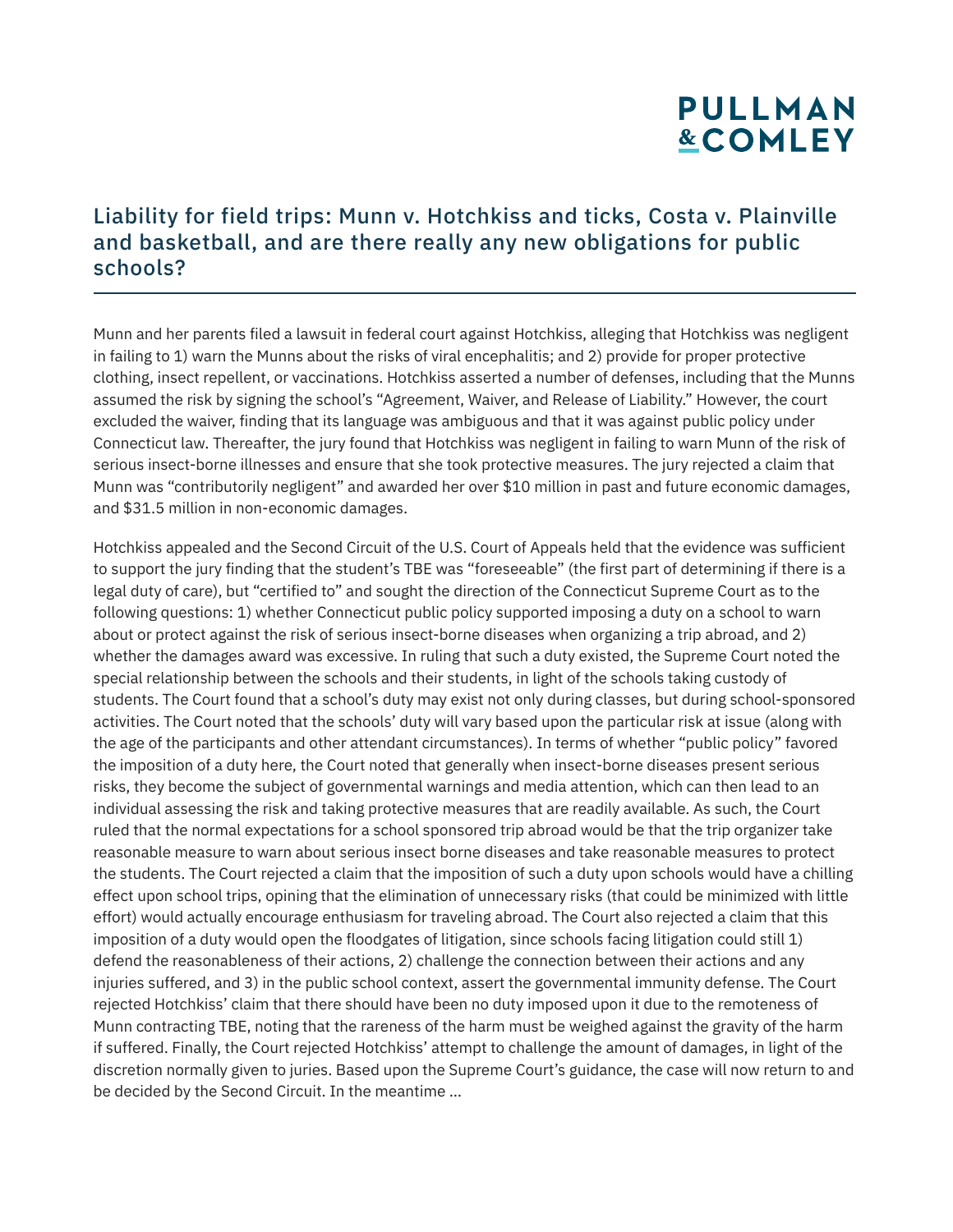## Liability for field trips: Munn v. Hotchkiss and ticks, Costa v. Plainville and basketball, and are there really any new obligations for public schools?

Munn and her parents filed a lawsuit in federal court against Hotchkiss, alleging that Hotchkiss was negligent in failing to 1) warn the Munns about the risks of viral encephalitis; and 2) provide for proper protective clothing, insect repellent, or vaccinations. Hotchkiss asserted a number of defenses, including that the Munns assumed the risk by signing the school's "Agreement, Waiver, and Release of Liability." However, the court excluded the waiver, finding that its language was ambiguous and that it was against public policy under Connecticut law. Thereafter, the jury found that Hotchkiss was negligent in failing to warn Munn of the risk of serious insect-borne illnesses and ensure that she took protective measures. The jury rejected a claim that Munn was "contributorily negligent" and awarded her over $10 million in past and future economic damages, and $31.5 million in non-economic damages.

Hotchkiss appealed and the Second Circuit of the U.S. Court of Appeals held that the evidence was sufficient to support the jury finding that the student's TBE was "foreseeable" (the first part of determining if there is a legal duty of care), but "certified to" and sought the direction of the Connecticut Supreme Court as to the following questions: 1) whether Connecticut public policy supported imposing a duty on a school to warn about or protect against the risk of serious insect-borne diseases when organizing a trip abroad, and 2) whether the damages award was excessive. In ruling that such a duty existed, the Supreme Court noted the special relationship between the schools and their students, in light of the schools taking custody of students. The Court found that a school's duty may exist not only during classes, but during school-sponsored activities. The Court noted that the schools' duty will vary based upon the particular risk at issue (along with the age of the participants and other attendant circumstances). In terms of whether "public policy" favored the imposition of a duty here, the Court noted that generally when insect-borne diseases present serious risks, they become the subject of governmental warnings and media attention, which can then lead to an individual assessing the risk and taking protective measures that are readily available. As such, the Court ruled that the normal expectations for a school sponsored trip abroad would be that the trip organizer take reasonable measure to warn about serious insect borne diseases and take reasonable measures to protect the students. The Court rejected a claim that the imposition of such a duty upon schools would have a chilling effect upon school trips, opining that the elimination of unnecessary risks (that could be minimized with little effort) would actually encourage enthusiasm for traveling abroad. The Court also rejected a claim that this imposition of a duty would open the floodgates of litigation, since schools facing litigation could still 1) defend the reasonableness of their actions, 2) challenge the connection between their actions and any injuries suffered, and 3) in the public school context, assert the governmental immunity defense. The Court rejected Hotchkiss' claim that there should have been no duty imposed upon it due to the remoteness of Munn contracting TBE, noting that the rareness of the harm must be weighed against the gravity of the harm if suffered. Finally, the Court rejected Hotchkiss' attempt to challenge the amount of damages, in light of the discretion normally given to juries. Based upon the Supreme Court's guidance, the case will now return to and be decided by the Second Circuit. In the meantime ...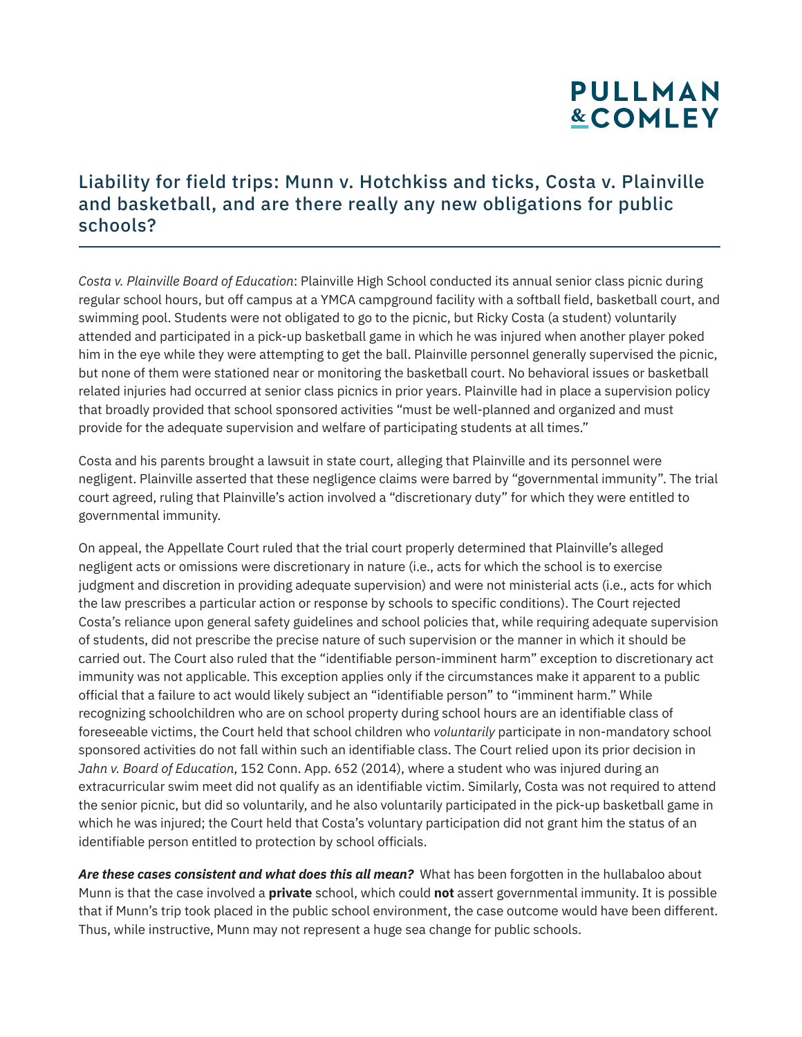## Liability for field trips: Munn v. Hotchkiss and ticks, Costa v. Plainville and basketball, and are there really any new obligations for public schools?

*Costa v. Plainville Board of Education*: Plainville High School conducted its annual senior class picnic during regular school hours, but off campus at a YMCA campground facility with a softball field, basketball court, and swimming pool. Students were not obligated to go to the picnic, but Ricky Costa (a student) voluntarily attended and participated in a pick-up basketball game in which he was injured when another player poked him in the eye while they were attempting to get the ball. Plainville personnel generally supervised the picnic, but none of them were stationed near or monitoring the basketball court. No behavioral issues or basketball related injuries had occurred at senior class picnics in prior years. Plainville had in place a supervision policy that broadly provided that school sponsored activities "must be well-planned and organized and must provide for the adequate supervision and welfare of participating students at all times."

Costa and his parents brought a lawsuit in state court, alleging that Plainville and its personnel were negligent. Plainville asserted that these negligence claims were barred by "governmental immunity". The trial court agreed, ruling that Plainville's action involved a "discretionary duty" for which they were entitled to governmental immunity.

On appeal, the Appellate Court ruled that the trial court properly determined that Plainville's alleged negligent acts or omissions were discretionary in nature (i.e., acts for which the school is to exercise judgment and discretion in providing adequate supervision) and were not ministerial acts (i.e., acts for which the law prescribes a particular action or response by schools to specific conditions). The Court rejected Costa's reliance upon general safety guidelines and school policies that, while requiring adequate supervision of students, did not prescribe the precise nature of such supervision or the manner in which it should be carried out. The Court also ruled that the "identifiable person-imminent harm" exception to discretionary act immunity was not applicable. This exception applies only if the circumstances make it apparent to a public official that a failure to act would likely subject an "identifiable person" to "imminent harm." While recognizing schoolchildren who are on school property during school hours are an identifiable class of foreseeable victims, the Court held that school children who *voluntarily* participate in non-mandatory school sponsored activities do not fall within such an identifiable class. The Court relied upon its prior decision in *Jahn v. Board of Education*, 152 Conn. App. 652 (2014), where a student who was injured during an extracurricular swim meet did not qualify as an identifiable victim. Similarly, Costa was not required to attend the senior picnic, but did so voluntarily, and he also voluntarily participated in the pick-up basketball game in which he was injured; the Court held that Costa's voluntary participation did not grant him the status of an identifiable person entitled to protection by school officials.

***Are these cases consistent and what does this all mean?*** What has been forgotten in the hullabaloo about Munn is that the case involved a **private** school, which could **not** assert governmental immunity. It is possible that if Munn's trip took placed in the public school environment, the case outcome would have been different. Thus, while instructive, Munn may not represent a huge sea change for public schools.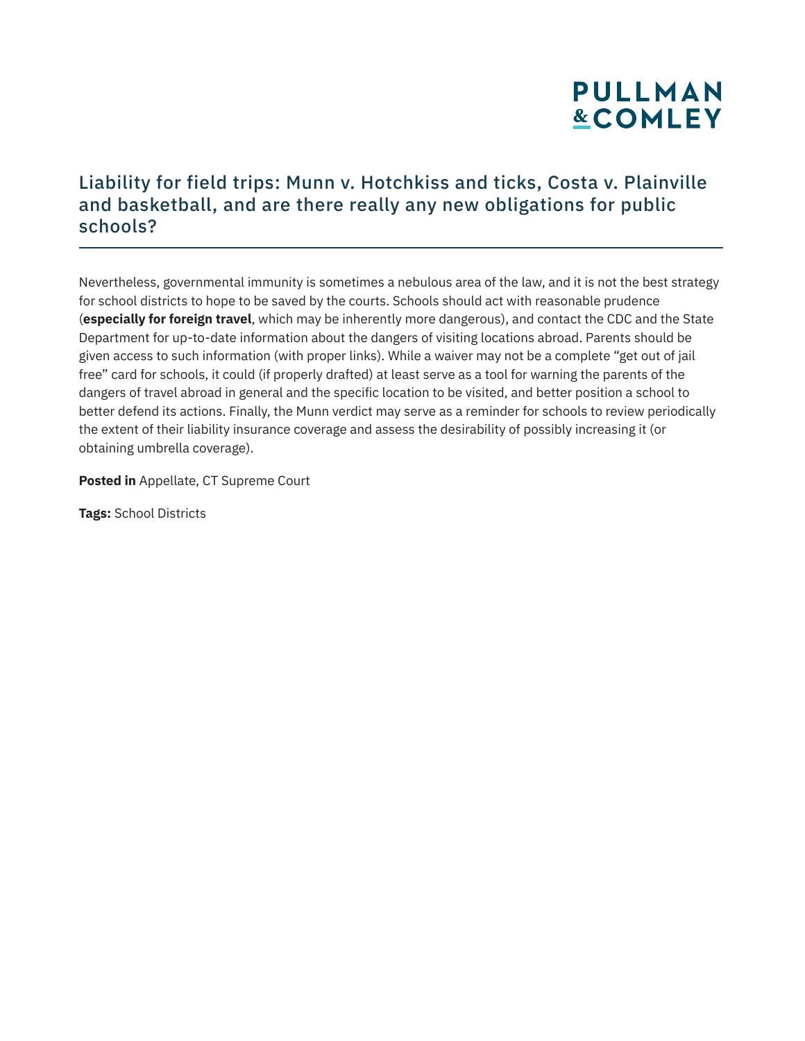## Liability for field trips: Munn v. Hotchkiss and ticks, Costa v. Plainville and basketball, and are there really any new obligations for public schools?

Nevertheless, governmental immunity is sometimes a nebulous area of the law, and it is not the best strategy for school districts to hope to be saved by the courts. Schools should act with reasonable prudence (**especially for foreign travel**, which may be inherently more dangerous), and contact the CDC and the State Department for up-to-date information about the dangers of visiting locations abroad. Parents should be given access to such information (with proper links). While a waiver may not be a complete "get out of jail free" card for schools, it could (if properly drafted) at least serve as a tool for warning the parents of the dangers of travel abroad in general and the specific location to be visited, and better position a school to better defend its actions. Finally, the Munn verdict may serve as a reminder for schools to review periodically the extent of their liability insurance coverage and assess the desirability of possibly increasing it (or obtaining umbrella coverage).

**Posted in** Appellate, CT Supreme Court

**Tags:** School Districts